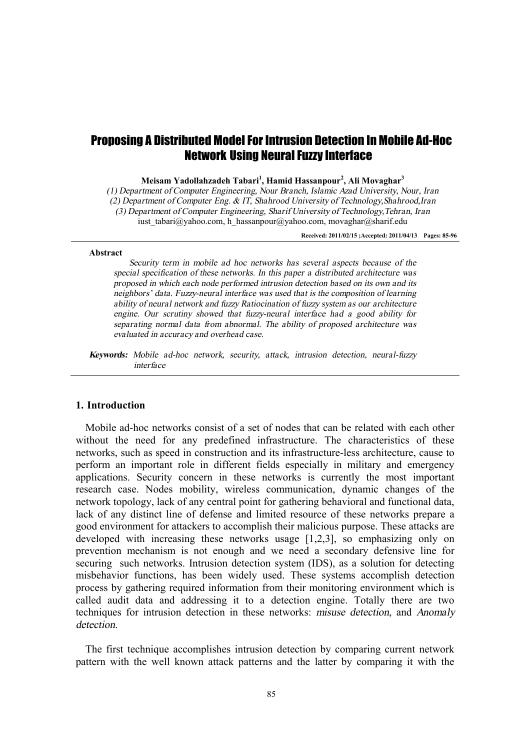# Proposing A Distributed Model For Intrusion Detection In Mobile Ad-Hoc Network Using Neural Fuzzy Interface

**Meisam Yadollahzadeh Tabari[1], Hamid Hassanpour[2], Ali Movaghar[3]**

*(1) Department of Computer Engineering, Nour Branch, Islamic Azad University, Nour, Iran*
*(2) Department of Computer Eng. & IT, Shahrood University of Technology,Shahrood,Iran*
*(3) Department of Computer Engineering, Sharif University of Technology,Tehran, Iran*
iust_tabari@yahoo.com, h_hassanpour@yahoo.com, movaghar@sharif.edu

**Received: 2011/02/15 ;Accepted: 2011/04/13 Pages: 85-96**

**Abstract**

*Security term in mobile ad hoc networks has several aspects because of the special specification of these networks. In this paper a distributed architecture was proposed in which each node performed intrusion detection based on its own and its neighbors' data. Fuzzy-neural interface was used that is the composition of learning ability of neural network and fuzzy Ratiocination of fuzzy system as our architecture engine. Our scrutiny showed that fuzzy-neural interface had a good ability for separating normal data from abnormal. The ability of proposed architecture was evaluated in accuracy and overhead case.*

***Keywords:*** *Mobile ad-hoc network, security, attack, intrusion detection, neural-fuzzy interface*

## 1. Introduction

Mobile ad-hoc networks consist of a set of nodes that can be related with each other without the need for any predefined infrastructure. The characteristics of these networks, such as speed in construction and its infrastructure-less architecture, cause to perform an important role in different fields especially in military and emergency applications. Security concern in these networks is currently the most important research case. Nodes mobility, wireless communication, dynamic changes of the network topology, lack of any central point for gathering behavioral and functional data, lack of any distinct line of defense and limited resource of these networks prepare a good environment for attackers to accomplish their malicious purpose. These attacks are developed with increasing these networks usage [1,2,3], so emphasizing only on prevention mechanism is not enough and we need a secondary defensive line for securing such networks. Intrusion detection system (IDS), as a solution for detecting misbehavior functions, has been widely used. These systems accomplish detection process by gathering required information from their monitoring environment which is called audit data and addressing it to a detection engine. Totally there are two techniques for intrusion detection in these networks: *misuse detection*, and *Anomaly detection*.

The first technique accomplishes intrusion detection by comparing current network pattern with the well known attack patterns and the latter by comparing it with the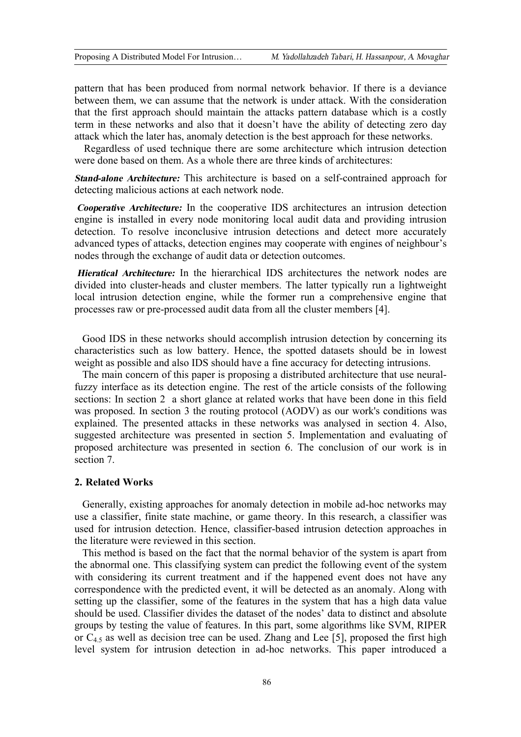pattern that has been produced from normal network behavior. If there is a deviance between them, we can assume that the network is under attack. With the consideration that the first approach should maintain the attacks pattern database which is a costly term in these networks and also that it doesn't have the ability of detecting zero day attack which the later has, anomaly detection is the best approach for these networks.

Regardless of used technique there are some architecture which intrusion detection were done based on them. As a whole there are three kinds of architectures:

***Stand-alone Architecture:*** This architecture is based on a self-contrained approach for detecting malicious actions at each network node.

***Cooperative Architecture:*** In the cooperative IDS architectures an intrusion detection engine is installed in every node monitoring local audit data and providing intrusion detection. To resolve inconclusive intrusion detections and detect more accurately advanced types of attacks, detection engines may cooperate with engines of neighbour's nodes through the exchange of audit data or detection outcomes.

***Hieratical Architecture:*** In the hierarchical IDS architectures the network nodes are divided into cluster-heads and cluster members. The latter typically run a lightweight local intrusion detection engine, while the former run a comprehensive engine that processes raw or pre-processed audit data from all the cluster members [4].

Good IDS in these networks should accomplish intrusion detection by concerning its characteristics such as low battery. Hence, the spotted datasets should be in lowest weight as possible and also IDS should have a fine accuracy for detecting intrusions.

The main concern of this paper is proposing a distributed architecture that use neural-fuzzy interface as its detection engine. The rest of the article consists of the following sections: In section 2 a short glance at related works that have been done in this field was proposed. In section 3 the routing protocol (AODV) as our work's conditions was explained. The presented attacks in these networks was analysed in section 4. Also, suggested architecture was presented in section 5. Implementation and evaluating of proposed architecture was presented in section 6. The conclusion of our work is in section 7.

## 2. Related Works

Generally, existing approaches for anomaly detection in mobile ad-hoc networks may use a classifier, finite state machine, or game theory. In this research, a classifier was used for intrusion detection. Hence, classifier-based intrusion detection approaches in the literature were reviewed in this section.

This method is based on the fact that the normal behavior of the system is apart from the abnormal one. This classifying system can predict the following event of the system with considering its current treatment and if the happened event does not have any correspondence with the predicted event, it will be detected as an anomaly. Along with setting up the classifier, some of the features in the system that has a high data value should be used. Classifier divides the dataset of the nodes' data to distinct and absolute groups by testing the value of features. In this part, some algorithms like SVM, RIPER or $C_{4.5}$ as well as decision tree can be used. Zhang and Lee [5], proposed the first high level system for intrusion detection in ad-hoc networks. This paper introduced a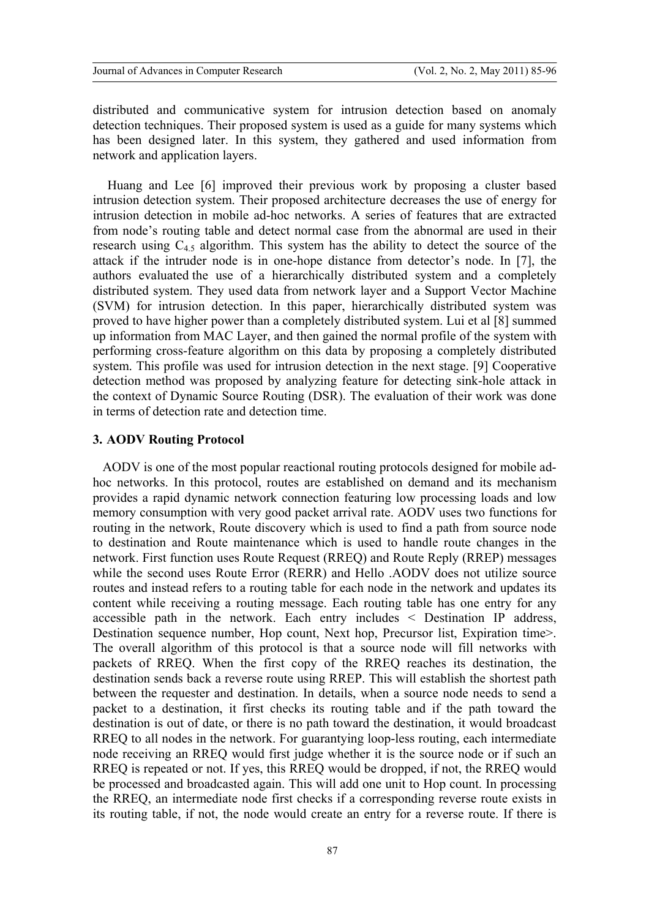distributed and communicative system for intrusion detection based on anomaly detection techniques. Their proposed system is used as a guide for many systems which has been designed later. In this system, they gathered and used information from network and application layers.

Huang and Lee [6] improved their previous work by proposing a cluster based intrusion detection system. Their proposed architecture decreases the use of energy for intrusion detection in mobile ad-hoc networks. A series of features that are extracted from node's routing table and detect normal case from the abnormal are used in their research using $C_{4.5}$ algorithm. This system has the ability to detect the source of the attack if the intruder node is in one-hope distance from detector's node. In [7], the authors evaluated the use of a hierarchically distributed system and a completely distributed system. They used data from network layer and a Support Vector Machine (SVM) for intrusion detection. In this paper, hierarchically distributed system was proved to have higher power than a completely distributed system. Lui et al [8] summed up information from MAC Layer, and then gained the normal profile of the system with performing cross-feature algorithm on this data by proposing a completely distributed system. This profile was used for intrusion detection in the next stage. [9] Cooperative detection method was proposed by analyzing feature for detecting sink-hole attack in the context of Dynamic Source Routing (DSR). The evaluation of their work was done in terms of detection rate and detection time.

### 3. AODV Routing Protocol

AODV is one of the most popular reactional routing protocols designed for mobile ad-hoc networks. In this protocol, routes are established on demand and its mechanism provides a rapid dynamic network connection featuring low processing loads and low memory consumption with very good packet arrival rate. AODV uses two functions for routing in the network, Route discovery which is used to find a path from source node to destination and Route maintenance which is used to handle route changes in the network. First function uses Route Request (RREQ) and Route Reply (RREP) messages while the second uses Route Error (RERR) and Hello .AODV does not utilize source routes and instead refers to a routing table for each node in the network and updates its content while receiving a routing message. Each routing table has one entry for any accessible path in the network. Each entry includes < Destination IP address, Destination sequence number, Hop count, Next hop, Precursor list, Expiration time>. The overall algorithm of this protocol is that a source node will fill networks with packets of RREQ. When the first copy of the RREQ reaches its destination, the destination sends back a reverse route using RREP. This will establish the shortest path between the requester and destination. In details, when a source node needs to send a packet to a destination, it first checks its routing table and if the path toward the destination is out of date, or there is no path toward the destination, it would broadcast RREQ to all nodes in the network. For guarantying loop-less routing, each intermediate node receiving an RREQ would first judge whether it is the source node or if such an RREQ is repeated or not. If yes, this RREQ would be dropped, if not, the RREQ would be processed and broadcasted again. This will add one unit to Hop count. In processing the RREQ, an intermediate node first checks if a corresponding reverse route exists in its routing table, if not, the node would create an entry for a reverse route. If there is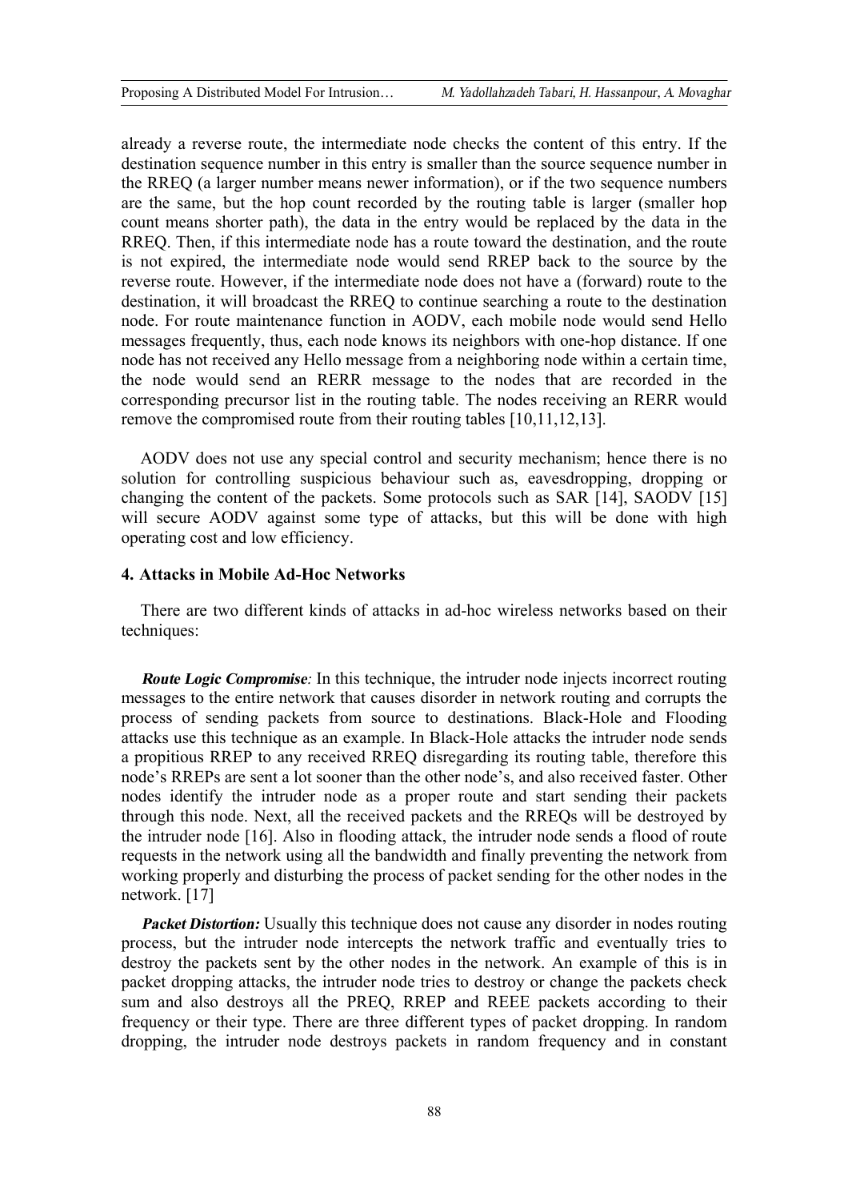already a reverse route, the intermediate node checks the content of this entry. If the destination sequence number in this entry is smaller than the source sequence number in the RREQ (a larger number means newer information), or if the two sequence numbers are the same, but the hop count recorded by the routing table is larger (smaller hop count means shorter path), the data in the entry would be replaced by the data in the RREQ. Then, if this intermediate node has a route toward the destination, and the route is not expired, the intermediate node would send RREP back to the source by the reverse route. However, if the intermediate node does not have a (forward) route to the destination, it will broadcast the RREQ to continue searching a route to the destination node. For route maintenance function in AODV, each mobile node would send Hello messages frequently, thus, each node knows its neighbors with one-hop distance. If one node has not received any Hello message from a neighboring node within a certain time, the node would send an RERR message to the nodes that are recorded in the corresponding precursor list in the routing table. The nodes receiving an RERR would remove the compromised route from their routing tables [10,11,12,13].

AODV does not use any special control and security mechanism; hence there is no solution for controlling suspicious behaviour such as, eavesdropping, dropping or changing the content of the packets. Some protocols such as SAR [14], SAODV [15] will secure AODV against some type of attacks, but this will be done with high operating cost and low efficiency.

## 4. Attacks in Mobile Ad-Hoc Networks

There are two different kinds of attacks in ad-hoc wireless networks based on their techniques:

***Route Logic Compromise:*** In this technique, the intruder node injects incorrect routing messages to the entire network that causes disorder in network routing and corrupts the process of sending packets from source to destinations. Black-Hole and Flooding attacks use this technique as an example. In Black-Hole attacks the intruder node sends a propitious RREP to any received RREQ disregarding its routing table, therefore this node's RREPs are sent a lot sooner than the other node's, and also received faster. Other nodes identify the intruder node as a proper route and start sending their packets through this node. Next, all the received packets and the RREQs will be destroyed by the intruder node [16]. Also in flooding attack, the intruder node sends a flood of route requests in the network using all the bandwidth and finally preventing the network from working properly and disturbing the process of packet sending for the other nodes in the network. [17]

***Packet Distortion:*** Usually this technique does not cause any disorder in nodes routing process, but the intruder node intercepts the network traffic and eventually tries to destroy the packets sent by the other nodes in the network. An example of this is in packet dropping attacks, the intruder node tries to destroy or change the packets check sum and also destroys all the PREQ, RREP and REEE packets according to their frequency or their type. There are three different types of packet dropping. In random dropping, the intruder node destroys packets in random frequency and in constant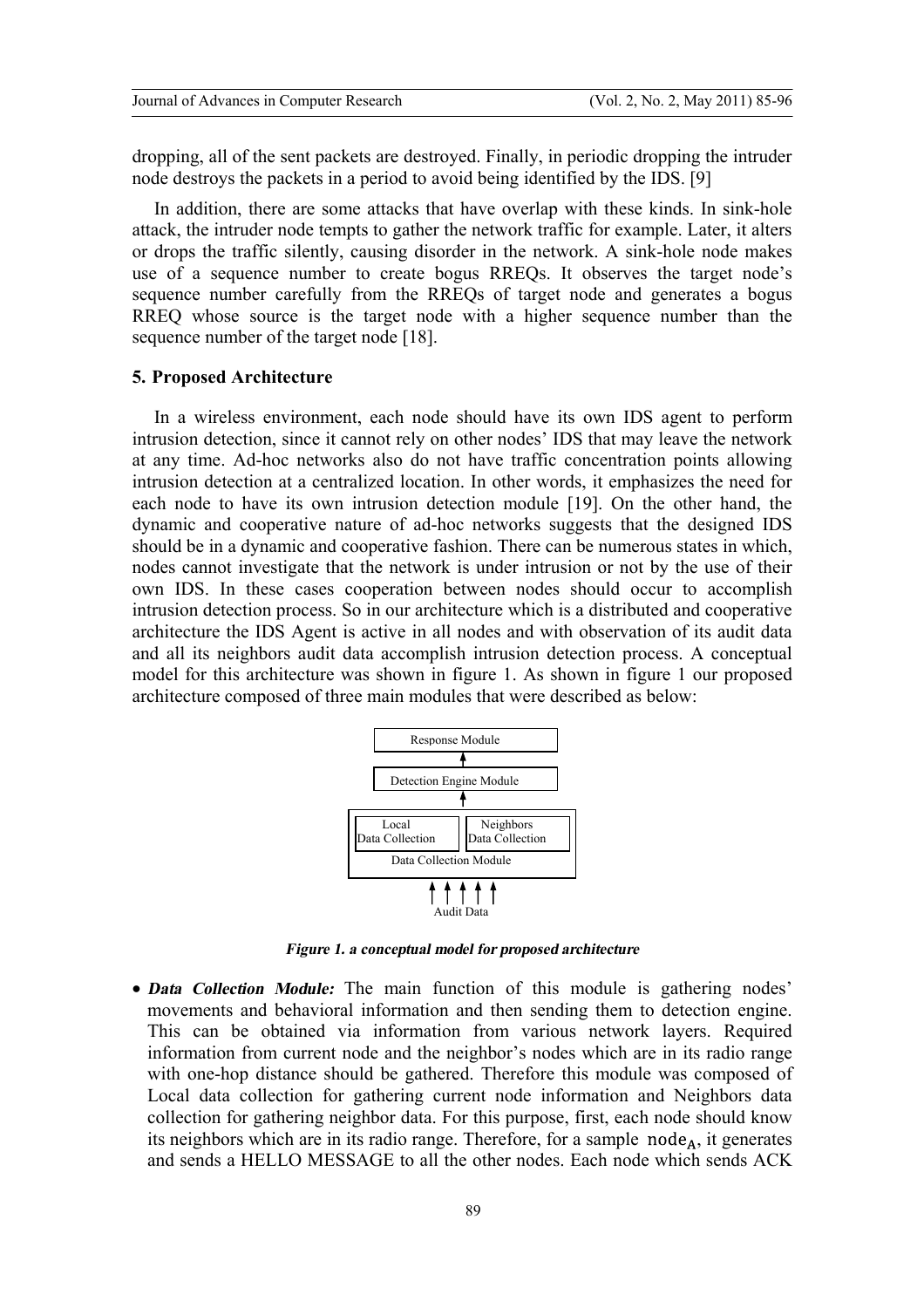dropping, all of the sent packets are destroyed. Finally, in periodic dropping the intruder node destroys the packets in a period to avoid being identified by the IDS. [9]

In addition, there are some attacks that have overlap with these kinds. In sink-hole attack, the intruder node tempts to gather the network traffic for example. Later, it alters or drops the traffic silently, causing disorder in the network. A sink-hole node makes use of a sequence number to create bogus RREQs. It observes the target node's sequence number carefully from the RREQs of target node and generates a bogus RREQ whose source is the target node with a higher sequence number than the sequence number of the target node [18].

## 5. Proposed Architecture

In a wireless environment, each node should have its own IDS agent to perform intrusion detection, since it cannot rely on other nodes' IDS that may leave the network at any time. Ad-hoc networks also do not have traffic concentration points allowing intrusion detection at a centralized location. In other words, it emphasizes the need for each node to have its own intrusion detection module [19]. On the other hand, the dynamic and cooperative nature of ad-hoc networks suggests that the designed IDS should be in a dynamic and cooperative fashion. There can be numerous states in which, nodes cannot investigate that the network is under intrusion or not by the use of their own IDS. In these cases cooperation between nodes should occur to accomplish intrusion detection process. So in our architecture which is a distributed and cooperative architecture the IDS Agent is active in all nodes and with observation of its audit data and all its neighbors audit data accomplish intrusion detection process. A conceptual model for this architecture was shown in figure 1. As shown in figure 1 our proposed architecture composed of three main modules that were described as below:

Response Module

Detection Engine Module

Local Data Collection | Neighbors Data Collection

Data Collection Module

Audit Data

***Figure 1. a conceptual model for proposed architecture***

- ***Data Collection Module:*** The main function of this module is gathering nodes' movements and behavioral information and then sending them to detection engine. This can be obtained via information from various network layers. Required information from current node and the neighbor's nodes which are in its radio range with one-hop distance should be gathered. Therefore this module was composed of Local data collection for gathering current node information and Neighbors data collection for gathering neighbor data. For this purpose, first, each node should know its neighbors which are in its radio range. Therefore, for a sample $node_A$, it generates and sends a HELLO MESSAGE to all the other nodes. Each node which sends ACK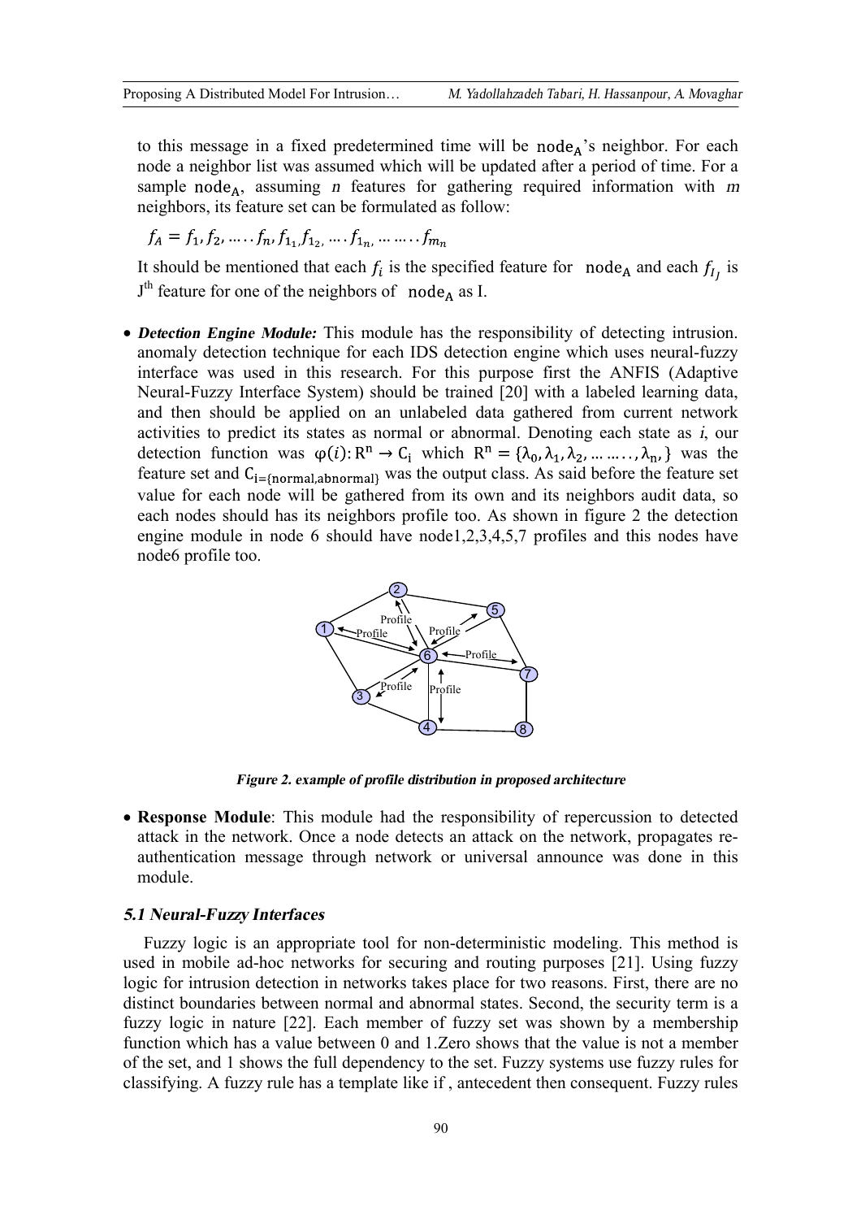to this message in a fixed predetermined time will be $\text{node}_A$'s neighbor. For each node a neighbor list was assumed which will be updated after a period of time. For a sample $\text{node}_A$, assuming *n* features for gathering required information with *m* neighbors, its feature set can be formulated as follow:

$$f_A = f_1, f_2, \ldots \ldots f_n, f_{1_1}, f_{1_2}, \ldots . f_{1_n}, \ldots \ldots \ldots f_{m_n}$$

It should be mentioned that each $f_i$ is the specified feature for $\text{node}_A$ and each $f_{I_J}$ is $J^{th}$ feature for one of the neighbors of $\text{node}_A$ as I.

- ***Detection Engine Module:*** This module has the responsibility of detecting intrusion. anomaly detection technique for each IDS detection engine which uses neural-fuzzy interface was used in this research. For this purpose first the ANFIS (Adaptive Neural-Fuzzy Interface System) should be trained [20] with a labeled learning data, and then should be applied on an unlabeled data gathered from current network activities to predict its states as normal or abnormal. Denoting each state as *i*, our detection function was $\varphi(i): R^n \rightarrow C_i$ which $R^n = \{\lambda_0, \lambda_1, \lambda_2, \ldots \ldots \ldots, \lambda_n,\}$ was the feature set and $C_{i=\{\text{normal,abnormal}\}}$ was the output class. As said before the feature set value for each node will be gathered from its own and its neighbors audit data, so each nodes should has its neighbors profile too. As shown in figure 2 the detection engine module in node 6 should have node1,2,3,4,5,7 profiles and this nodes have node6 profile too.

***Figure 2. example of profile distribution in proposed architecture***

- **Response Module**: This module had the responsibility of repercussion to detected attack in the network. Once a node detects an attack on the network, propagates re-authentication message through network or universal announce was done in this module.

### *5.1 Neural-Fuzzy Interfaces*

Fuzzy logic is an appropriate tool for non-deterministic modeling. This method is used in mobile ad-hoc networks for securing and routing purposes [21]. Using fuzzy logic for intrusion detection in networks takes place for two reasons. First, there are no distinct boundaries between normal and abnormal states. Second, the security term is a fuzzy logic in nature [22]. Each member of fuzzy set was shown by a membership function which has a value between 0 and 1.Zero shows that the value is not a member of the set, and 1 shows the full dependency to the set. Fuzzy systems use fuzzy rules for classifying. A fuzzy rule has a template like if , antecedent then consequent. Fuzzy rules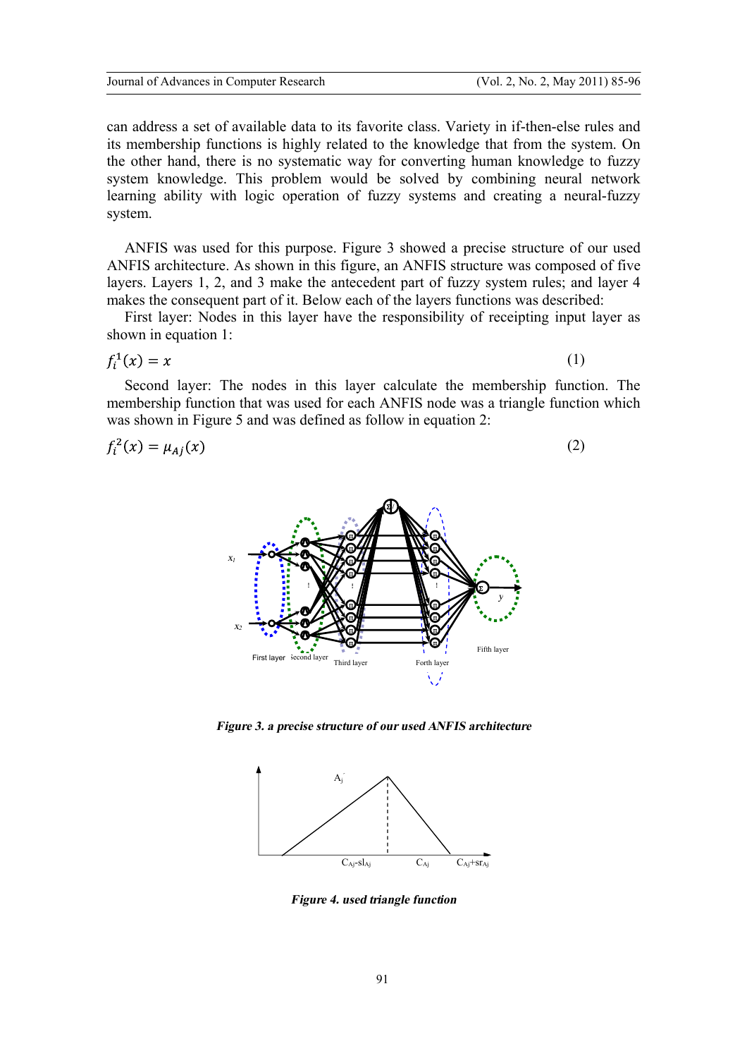can address a set of available data to its favorite class. Variety in if-then-else rules and its membership functions is highly related to the knowledge that from the system. On the other hand, there is no systematic way for converting human knowledge to fuzzy system knowledge. This problem would be solved by combining neural network learning ability with logic operation of fuzzy systems and creating a neural-fuzzy system.

ANFIS was used for this purpose. Figure 3 showed a precise structure of our used ANFIS architecture. As shown in this figure, an ANFIS structure was composed of five layers. Layers 1, 2, and 3 make the antecedent part of fuzzy system rules; and layer 4 makes the consequent part of it. Below each of the layers functions was described:

First layer: Nodes in this layer have the responsibility of receipting input layer as shown in equation 1:

$$f_i^1(x) = x \tag{1}$$

Second layer: The nodes in this layer calculate the membership function. The membership function that was used for each ANFIS node was a triangle function which was shown in Figure 5 and was defined as follow in equation 2:

$$f_i^2(x) = \mu_{Aj}(x) \tag{2}$$

***Figure 3. a precise structure of our used ANFIS architecture***

***Figure 4. used triangle function***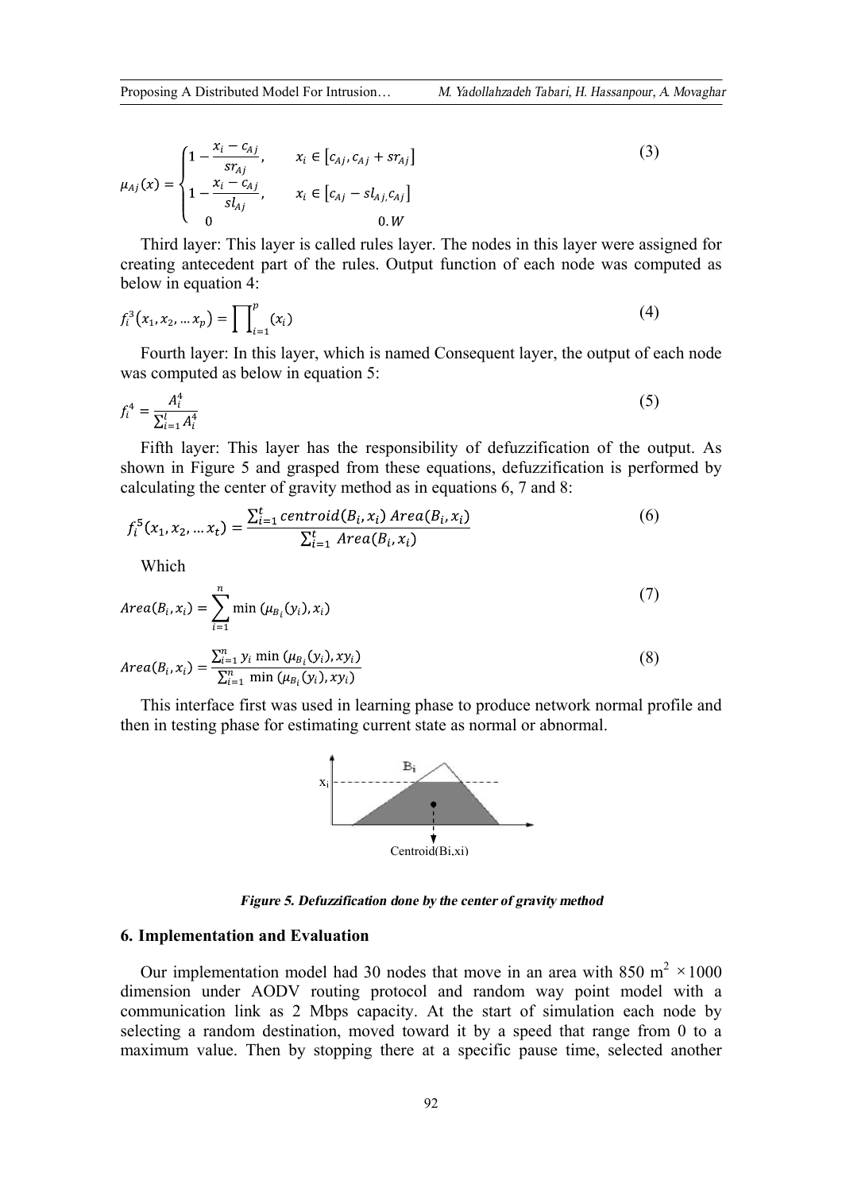$$
\mu_{Aj}(x) = \begin{cases} 1 - \dfrac{x_i - c_{Aj}}{sr_{Aj}}, & x_i \in [c_{Aj}, c_{Aj} + sr_{Aj}] \\ 1 - \dfrac{x_i - c_{Aj}}{sl_{Aj}}, & x_i \in [c_{Aj} - sl_{Aj,} c_{Aj}] \\ 0 & 0.W \end{cases} \tag{3}
$$

Third layer: This layer is called rules layer. The nodes in this layer were assigned for creating antecedent part of the rules. Output function of each node was computed as below in equation 4:

$$
f_i^3(x_1, x_2, \ldots x_p) = \prod\nolimits_{i=1}^{p} (x_i) \tag{4}
$$

Fourth layer: In this layer, which is named Consequent layer, the output of each node was computed as below in equation 5:

$$
f_i^4 = \frac{A_i^4}{\sum_{i=1}^{l} A_i^4} \tag{5}
$$

Fifth layer: This layer has the responsibility of defuzzification of the output. As shown in Figure 5 and grasped from these equations, defuzzification is performed by calculating the center of gravity method as in equations 6, 7 and 8:

$$
f_i^5(x_1, x_2, \ldots x_t) = \frac{\sum_{i=1}^{t} centroid(B_i, x_i)\ Area(B_i, x_i)}{\sum_{i=1}^{t} Area(B_i, x_i)} \tag{6}
$$

Which

$$
Area(B_i, x_i) = \sum_{i=1}^{n} \min\left(\mu_{B_i}(y_i), x_i\right) \tag{7}
$$

$$
Area(B_i, x_i) = \frac{\sum_{i=1}^{n} y_i \min\left(\mu_{B_i}(y_i), xy_i\right)}{\sum_{i=1}^{n} \min\left(\mu_{B_i}(y_i), xy_i\right)} \tag{8}
$$

This interface first was used in learning phase to produce network normal profile and then in testing phase for estimating current state as normal or abnormal.

***Figure 5. Defuzzification done by the center of gravity method***

## 6. Implementation and Evaluation

Our implementation model had 30 nodes that move in an area with 850 $m^2$ $\times$1000 dimension under AODV routing protocol and random way point model with a communication link as 2 Mbps capacity. At the start of simulation each node by selecting a random destination, moved toward it by a speed that range from 0 to a maximum value. Then by stopping there at a specific pause time, selected another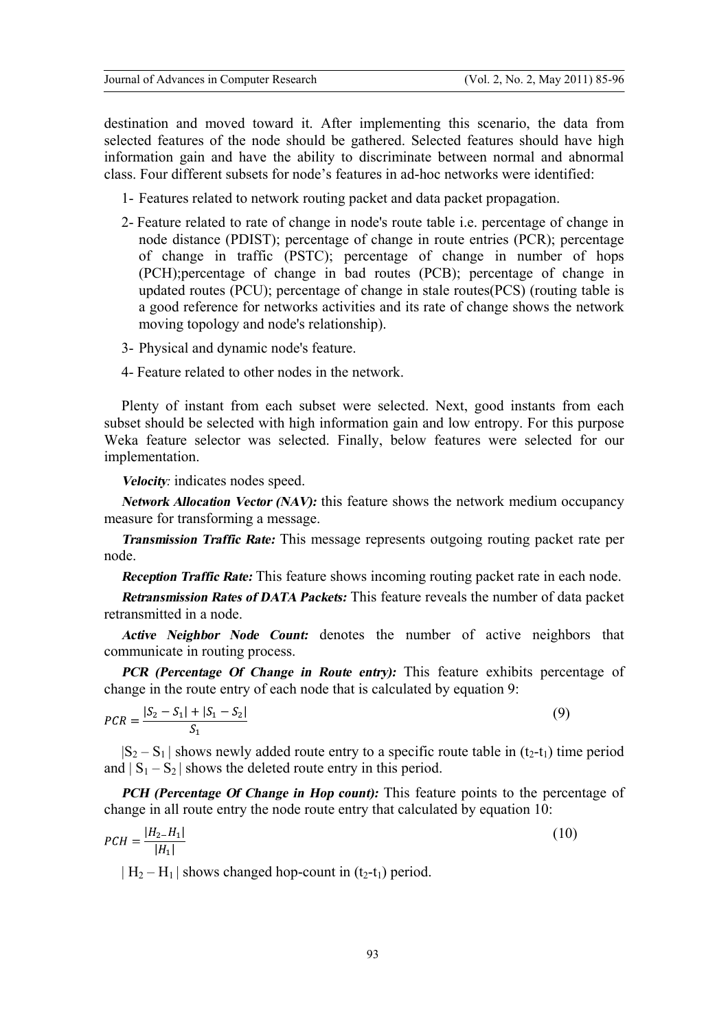destination and moved toward it. After implementing this scenario, the data from selected features of the node should be gathered. Selected features should have high information gain and have the ability to discriminate between normal and abnormal class. Four different subsets for node's features in ad-hoc networks were identified:

1- Features related to network routing packet and data packet propagation.

2- Feature related to rate of change in node's route table i.e. percentage of change in node distance (PDIST); percentage of change in route entries (PCR); percentage of change in traffic (PSTC); percentage of change in number of hops (PCH);percentage of change in bad routes (PCB); percentage of change in updated routes (PCU); percentage of change in stale routes(PCS) (routing table is a good reference for networks activities and its rate of change shows the network moving topology and node's relationship).

3- Physical and dynamic node's feature.

4- Feature related to other nodes in the network.

Plenty of instant from each subset were selected. Next, good instants from each subset should be selected with high information gain and low entropy. For this purpose Weka feature selector was selected. Finally, below features were selected for our implementation.

***Velocity:*** indicates nodes speed.

***Network Allocation Vector (NAV):*** this feature shows the network medium occupancy measure for transforming a message.

***Transmission Traffic Rate:*** This message represents outgoing routing packet rate per node.

***Reception Traffic Rate:*** This feature shows incoming routing packet rate in each node.

***Retransmission Rates of DATA Packets:*** This feature reveals the number of data packet retransmitted in a node.

***Active Neighbor Node Count:*** denotes the number of active neighbors that communicate in routing process.

***PCR (Percentage Of Change in Route entry):*** This feature exhibits percentage of change in the route entry of each node that is calculated by equation 9:

$$PCR = \frac{|S_2 - S_1| + |S_1 - S_2|}{S_1} \tag{9}$$

$|S_2 - S_1|$ shows newly added route entry to a specific route table in $(t_2\text{-}t_1)$ time period and $|S_1 - S_2|$ shows the deleted route entry in this period.

***PCH (Percentage Of Change in Hop count):*** This feature points to the percentage of change in all route entry the node route entry that calculated by equation 10:

$$PCH = \frac{|H_2 - H_1|}{|H_1|} \tag{10}$$

$|H_2 - H_1|$ shows changed hop-count in $(t_2\text{-}t_1)$ period.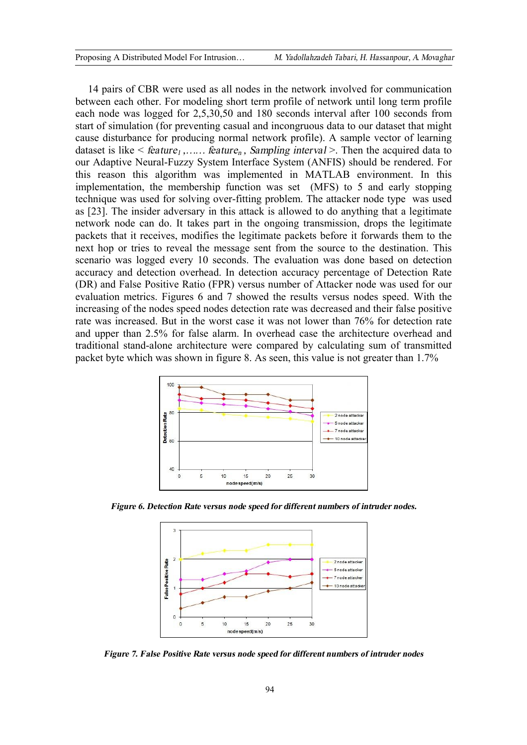14 pairs of CBR were used as all nodes in the network involved for communication between each other. For modeling short term profile of network until long term profile each node was logged for 2,5,30,50 and 180 seconds interval after 100 seconds from start of simulation (for preventing casual and incongruous data to our dataset that might cause disturbance for producing normal network profile). A sample vector of learning dataset is like < *feature*$_1$ ,…… *feature*$_n$ , *Sampling interval* >. Then the acquired data to our Adaptive Neural-Fuzzy System Interface System (ANFIS) should be rendered. For this reason this algorithm was implemented in MATLAB environment. In this implementation, the membership function was set (MFS) to 5 and early stopping technique was used for solving over-fitting problem. The attacker node type was used as [23]. The insider adversary in this attack is allowed to do anything that a legitimate network node can do. It takes part in the ongoing transmission, drops the legitimate packets that it receives, modifies the legitimate packets before it forwards them to the next hop or tries to reveal the message sent from the source to the destination. This scenario was logged every 10 seconds. The evaluation was done based on detection accuracy and detection overhead. In detection accuracy percentage of Detection Rate (DR) and False Positive Ratio (FPR) versus number of Attacker node was used for our evaluation metrics. Figures 6 and 7 showed the results versus nodes speed. With the increasing of the nodes speed nodes detection rate was decreased and their false positive rate was increased. But in the worst case it was not lower than 76% for detection rate and upper than 2.5% for false alarm. In overhead case the architecture overhead and traditional stand-alone architecture were compared by calculating sum of transmitted packet byte which was shown in figure 8. As seen, this value is not greater than 1.7%

***Figure 6. Detection Rate versus node speed for different numbers of intruder nodes.***

***Figure 7. False Positive Rate versus node speed for different numbers of intruder nodes***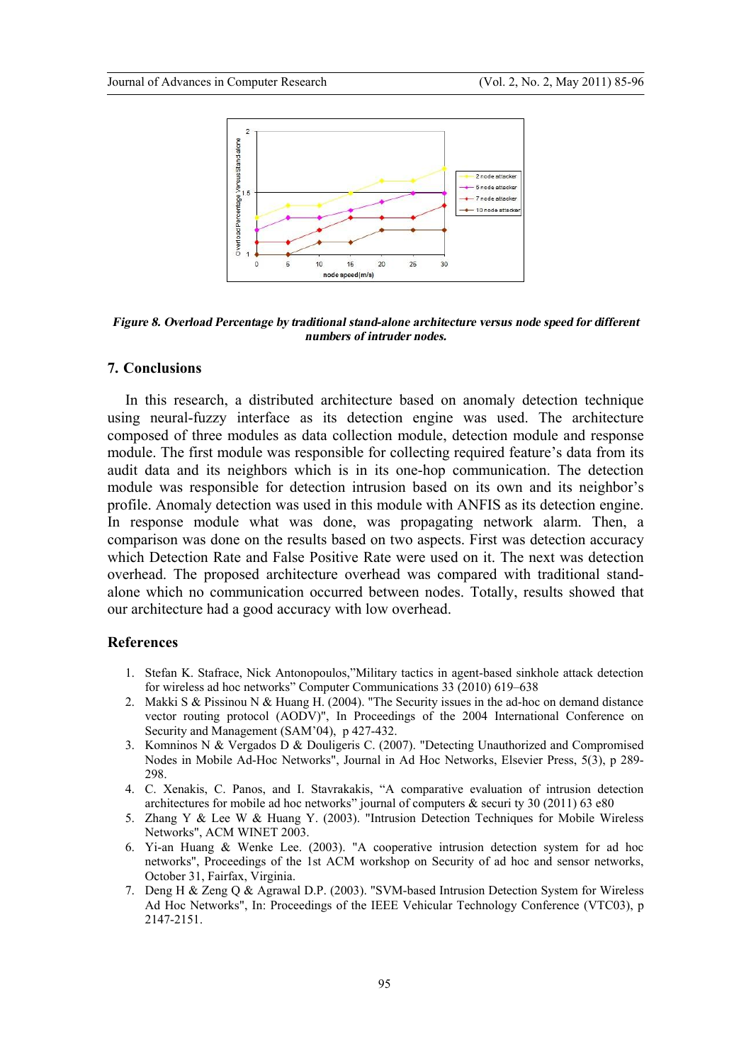*Figure 8. Overload Percentage by traditional stand-alone architecture versus node speed for different numbers of intruder nodes.*

## 7. Conclusions

In this research, a distributed architecture based on anomaly detection technique using neural-fuzzy interface as its detection engine was used. The architecture composed of three modules as data collection module, detection module and response module. The first module was responsible for collecting required feature's data from its audit data and its neighbors which is in its one-hop communication. The detection module was responsible for detection intrusion based on its own and its neighbor's profile. Anomaly detection was used in this module with ANFIS as its detection engine. In response module what was done, was propagating network alarm. Then, a comparison was done on the results based on two aspects. First was detection accuracy which Detection Rate and False Positive Rate were used on it. The next was detection overhead. The proposed architecture overhead was compared with traditional stand-alone which no communication occurred between nodes. Totally, results showed that our architecture had a good accuracy with low overhead.

## References

1. Stefan K. Stafrace, Nick Antonopoulos,"Military tactics in agent-based sinkhole attack detection for wireless ad hoc networks" Computer Communications 33 (2010) 619–638
2. Makki S & Pissinou N & Huang H. (2004). "The Security issues in the ad-hoc on demand distance vector routing protocol (AODV)", In Proceedings of the 2004 International Conference on Security and Management (SAM'04), p 427-432.
3. Komninos N & Vergados D & Douligeris C. (2007). "Detecting Unauthorized and Compromised Nodes in Mobile Ad-Hoc Networks", Journal in Ad Hoc Networks, Elsevier Press, 5(3), p 289-298.
4. C. Xenakis, C. Panos, and I. Stavrakakis, "A comparative evaluation of intrusion detection architectures for mobile ad hoc networks" journal of computers & securi ty 30 (2011) 63 e80
5. Zhang Y & Lee W & Huang Y. (2003). "Intrusion Detection Techniques for Mobile Wireless Networks", ACM WINET 2003.
6. Yi-an Huang & Wenke Lee. (2003). "A cooperative intrusion detection system for ad hoc networks", Proceedings of the 1st ACM workshop on Security of ad hoc and sensor networks, October 31, Fairfax, Virginia.
7. Deng H & Zeng Q & Agrawal D.P. (2003). "SVM-based Intrusion Detection System for Wireless Ad Hoc Networks", In: Proceedings of the IEEE Vehicular Technology Conference (VTC03), p 2147-2151.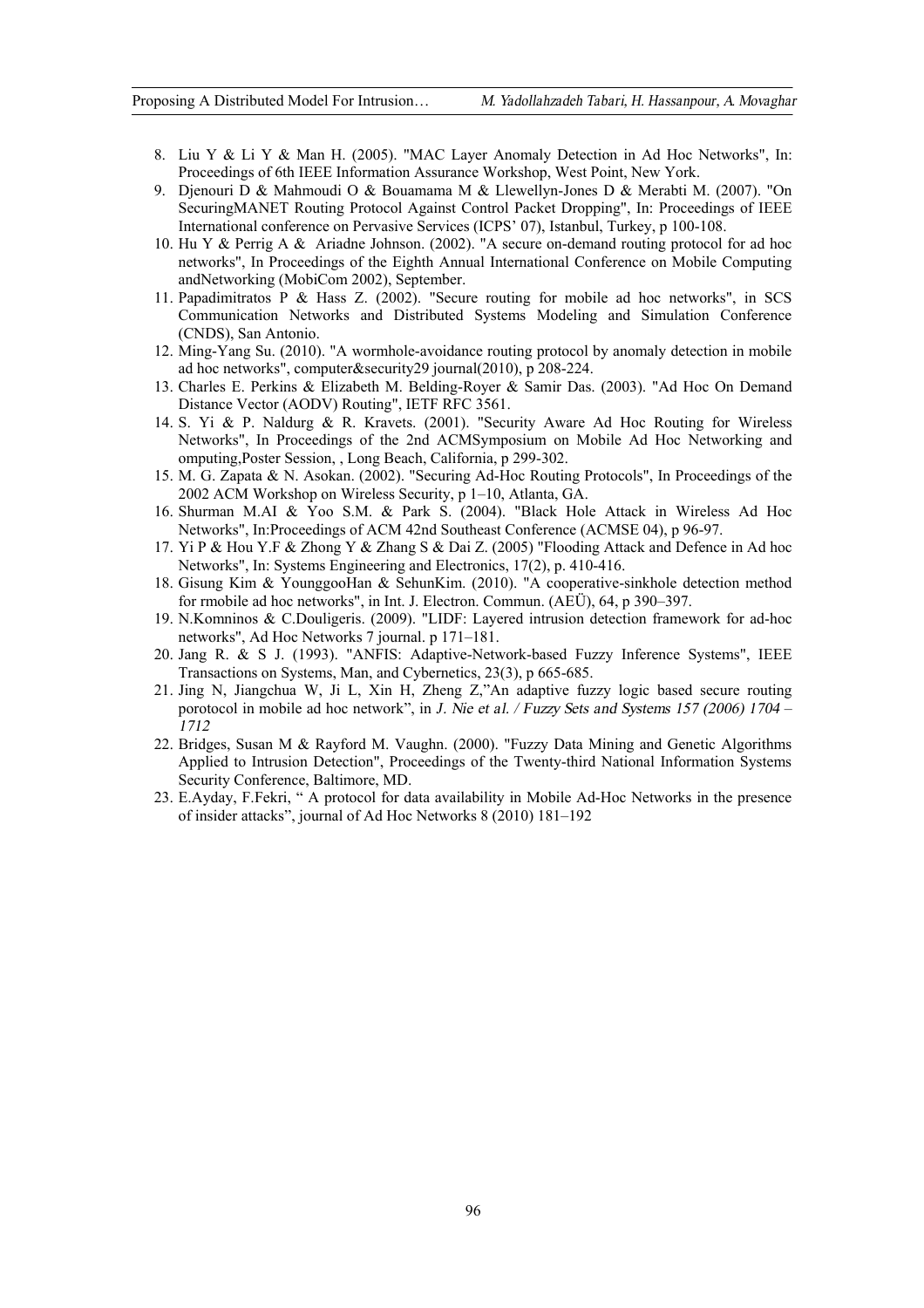8. Liu Y & Li Y & Man H. (2005). "MAC Layer Anomaly Detection in Ad Hoc Networks", In: Proceedings of 6th IEEE Information Assurance Workshop, West Point, New York.
9. Djenouri D & Mahmoudi O & Bouamama M & Llewellyn-Jones D & Merabti M. (2007). "On SecuringMANET Routing Protocol Against Control Packet Dropping", In: Proceedings of IEEE International conference on Pervasive Services (ICPS' 07), Istanbul, Turkey, p 100-108.
10. Hu Y & Perrig A & Ariadne Johnson. (2002). "A secure on-demand routing protocol for ad hoc networks", In Proceedings of the Eighth Annual International Conference on Mobile Computing andNetworking (MobiCom 2002), September.
11. Papadimitratos P & Hass Z. (2002). "Secure routing for mobile ad hoc networks", in SCS Communication Networks and Distributed Systems Modeling and Simulation Conference (CNDS), San Antonio.
12. Ming-Yang Su. (2010). "A wormhole-avoidance routing protocol by anomaly detection in mobile ad hoc networks", computer&security29 journal(2010), p 208-224.
13. Charles E. Perkins & Elizabeth M. Belding-Royer & Samir Das. (2003). "Ad Hoc On Demand Distance Vector (AODV) Routing", IETF RFC 3561.
14. S. Yi & P. Naldurg & R. Kravets. (2001). "Security Aware Ad Hoc Routing for Wireless Networks", In Proceedings of the 2nd ACMSymposium on Mobile Ad Hoc Networking and omputing,Poster Session, , Long Beach, California, p 299-302.
15. M. G. Zapata & N. Asokan. (2002). "Securing Ad-Hoc Routing Protocols", In Proceedings of the 2002 ACM Workshop on Wireless Security, p 1–10, Atlanta, GA.
16. Shurman M.AI & Yoo S.M. & Park S. (2004). "Black Hole Attack in Wireless Ad Hoc Networks", In:Proceedings of ACM 42nd Southeast Conference (ACMSE 04), p 96-97.
17. Yi P & Hou Y.F & Zhong Y & Zhang S & Dai Z. (2005) "Flooding Attack and Defence in Ad hoc Networks", In: Systems Engineering and Electronics, 17(2), p. 410-416.
18. Gisung Kim & YounggooHan & SehunKim. (2010). "A cooperative-sinkhole detection method for rmobile ad hoc networks", in Int. J. Electron. Commun. (AEÜ), 64, p 390–397.
19. N.Komninos & C.Douligeris. (2009). "LIDF: Layered intrusion detection framework for ad-hoc networks", Ad Hoc Networks 7 journal. p 171–181.
20. Jang R. & S J. (1993). "ANFIS: Adaptive-Network-based Fuzzy Inference Systems", IEEE Transactions on Systems, Man, and Cybernetics, 23(3), p 665-685.
21. Jing N, Jiangchua W, Ji L, Xin H, Zheng Z,"An adaptive fuzzy logic based secure routing porotocol in mobile ad hoc network", in *J. Nie et al. / Fuzzy Sets and Systems 157 (2006) 1704 – 1712*
22. Bridges, Susan M & Rayford M. Vaughn. (2000). "Fuzzy Data Mining and Genetic Algorithms Applied to Intrusion Detection", Proceedings of the Twenty-third National Information Systems Security Conference, Baltimore, MD.
23. E.Ayday, F.Fekri, " A protocol for data availability in Mobile Ad-Hoc Networks in the presence of insider attacks", journal of Ad Hoc Networks 8 (2010) 181–192